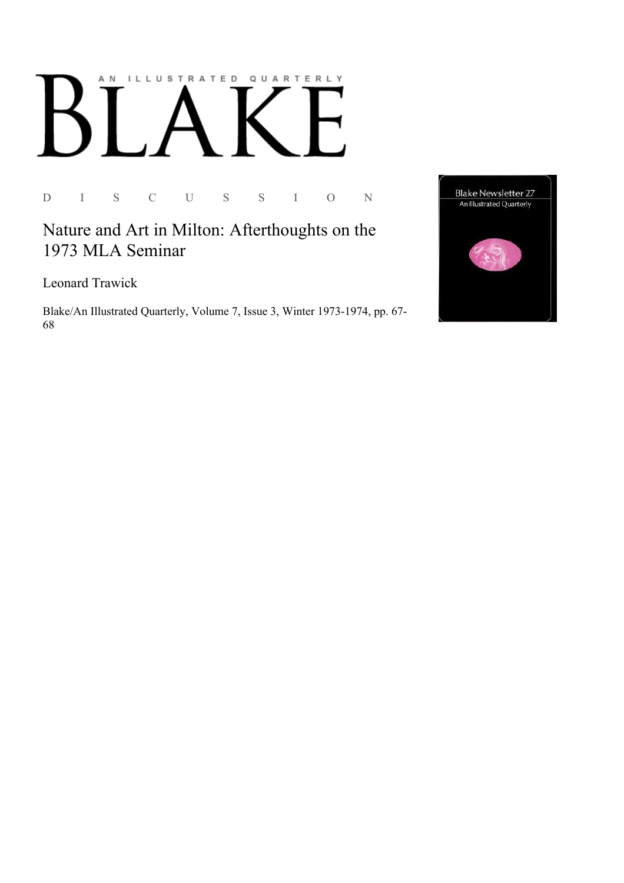AN ILLUSTRATED QUARTERLY

# BLAKE

D I S C U S S I O N

## Nature and Art in Milton: Afterthoughts on the 1973 MLA Seminar

Leonard Trawick

Blake/An Illustrated Quarterly, Volume 7, Issue 3, Winter 1973-1974, pp. 67-68

Blake Newsletter 27
An Illustrated Quarterly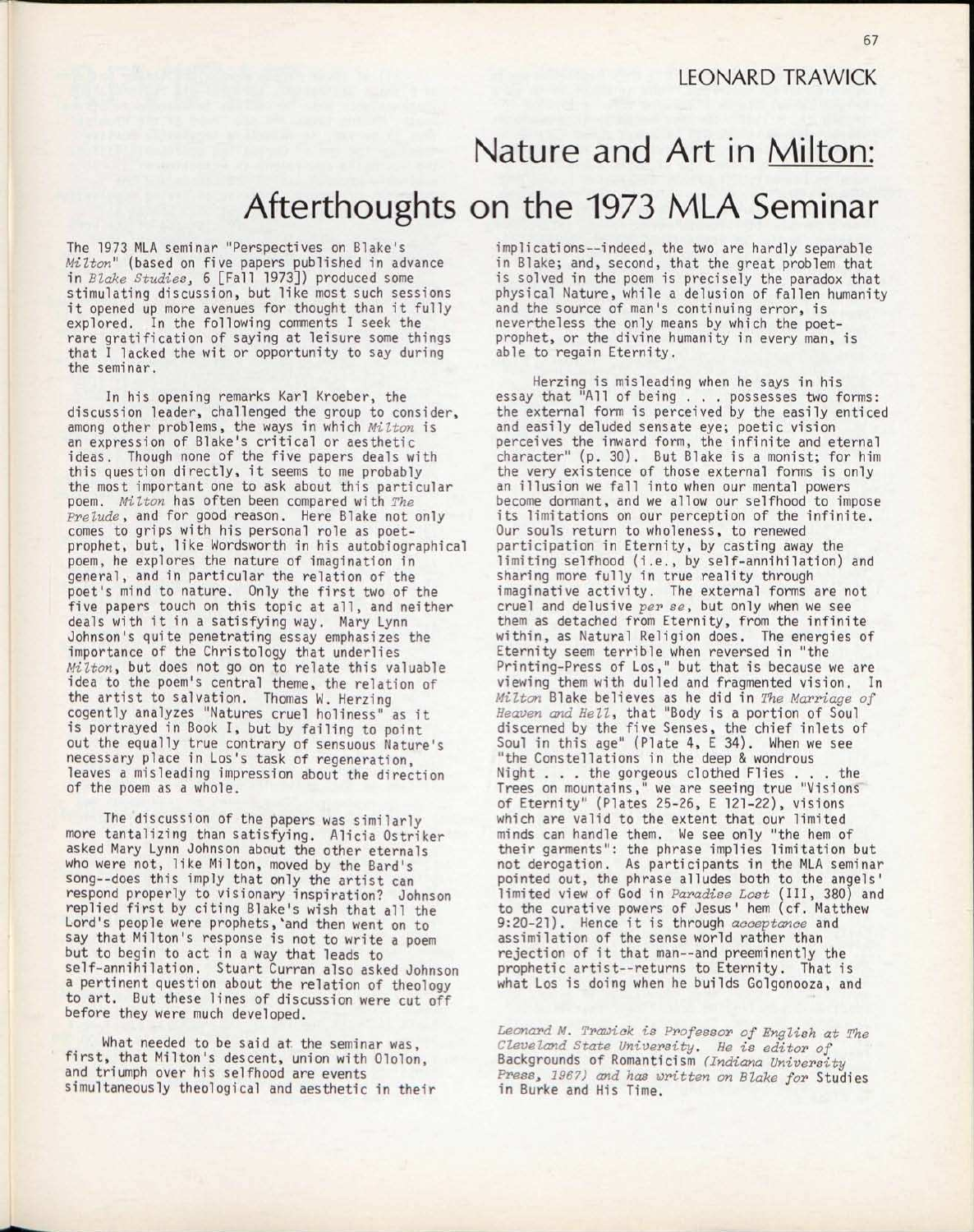LEONARD TRAWICK

# Nature and Art in Milton: Afterthoughts on the 1973 MLA Seminar

The 1973 MLA seminar "Perspectives on Blake's *Milton*" (based on five papers published in advance in *Blake Studies*, 6 [Fall 1973]) produced some stimulating discussion, but like most such sessions it opened up more avenues for thought than it fully explored. In the following comments I seek the rare gratification of saying at leisure some things that I lacked the wit or opportunity to say during the seminar.

In his opening remarks Karl Kroeber, the discussion leader, challenged the group to consider, among other problems, the ways in which *Milton* is an expression of Blake's critical or aesthetic ideas. Though none of the five papers deals with this question directly, it seems to me probably the most important one to ask about this particular poem. *Milton* has often been compared with *The Prelude*, and for good reason. Here Blake not only comes to grips with his personal role as poet-prophet, but, like Wordsworth in his autobiographical poem, he explores the nature of imagination in general, and in particular the relation of the poet's mind to nature. Only the first two of the five papers touch on this topic at all, and neither deals with it in a satisfying way. Mary Lynn Johnson's quite penetrating essay emphasizes the importance of the Christology that underlies *Milton*, but does not go on to relate this valuable idea to the poem's central theme, the relation of the artist to salvation. Thomas W. Herzing cogently analyzes "Natures cruel holiness" as it is portrayed in Book I, but by failing to point out the equally true contrary of sensuous Nature's necessary place in Los's task of regeneration, leaves a misleading impression about the direction of the poem as a whole.

The discussion of the papers was similarly more tantalizing than satisfying. Alicia Ostriker asked Mary Lynn Johnson about the other eternals who were not, like Milton, moved by the Bard's song--does this imply that only the artist can respond properly to visionary inspiration? Johnson replied first by citing Blake's wish that all the Lord's people were prophets, and then went on to say that Milton's response is not to write a poem but to begin to act in a way that leads to self-annihilation. Stuart Curran also asked Johnson a pertinent question about the relation of theology to art. But these lines of discussion were cut off before they were much developed.

What needed to be said at the seminar was, first, that Milton's descent, union with Ololon, and triumph over his selfhood are events simultaneously theological and aesthetic in their implications--indeed, the two are hardly separable in Blake; and, second, that the great problem that is solved in the poem is precisely the paradox that physical Nature, while a delusion of fallen humanity and the source of man's continuing error, is nevertheless the only means by which the poet-prophet, or the divine humanity in every man, is able to regain Eternity.

Herzing is misleading when he says in his essay that "All of being . . . possesses two forms: the external form is perceived by the easily enticed and easily deluded sensate eye; poetic vision perceives the inward form, the infinite and eternal character" (p. 30). But Blake is a monist; for him the very existence of those external forms is only an illusion we fall into when our mental powers become dormant, and we allow our selfhood to impose its limitations on our perception of the infinite. Our souls return to wholeness, to renewed participation in Eternity, by casting away the limiting selfhood (i.e., by self-annihilation) and sharing more fully in true reality through imaginative activity. The external forms are not cruel and delusive *per se*, but only when we see them as detached from Eternity, from the infinite within, as Natural Religion does. The energies of Eternity seem terrible when reversed in "the Printing-Press of Los," but that is because we are viewing them with dulled and fragmented vision. In *Milton* Blake believes as he did in *The Marriage of Heaven and Hell*, that "Body is a portion of Soul discerned by the five Senses, the chief inlets of Soul in this age" (Plate 4, E 34). When we see "the Constellations in the deep & wondrous Night . . . the gorgeous clothed Flies . . . the Trees on mountains," we are seeing true "Visions of Eternity" (Plates 25-26, E 121-22), visions which are valid to the extent that our limited minds can handle them. We see only "the hem of their garments": the phrase implies limitation but not derogation. As participants in the MLA seminar pointed out, the phrase alludes both to the angels' limited view of God in *Paradise Lost* (III, 380) and to the curative powers of Jesus' hem (cf. Matthew 9:20-21). Hence it is through *acceptance* and assimilation of the sense world rather than rejection of it that man--and preeminently the prophetic artist--returns to Eternity. That is what Los is doing when he builds Golgonooza, and

*Leonard M. Trawick is Professor of English at The Cleveland State University. He is editor of* Backgrounds of Romanticism *(Indiana University Press, 1967) and has written on Blake for* Studies in Burke and His Time.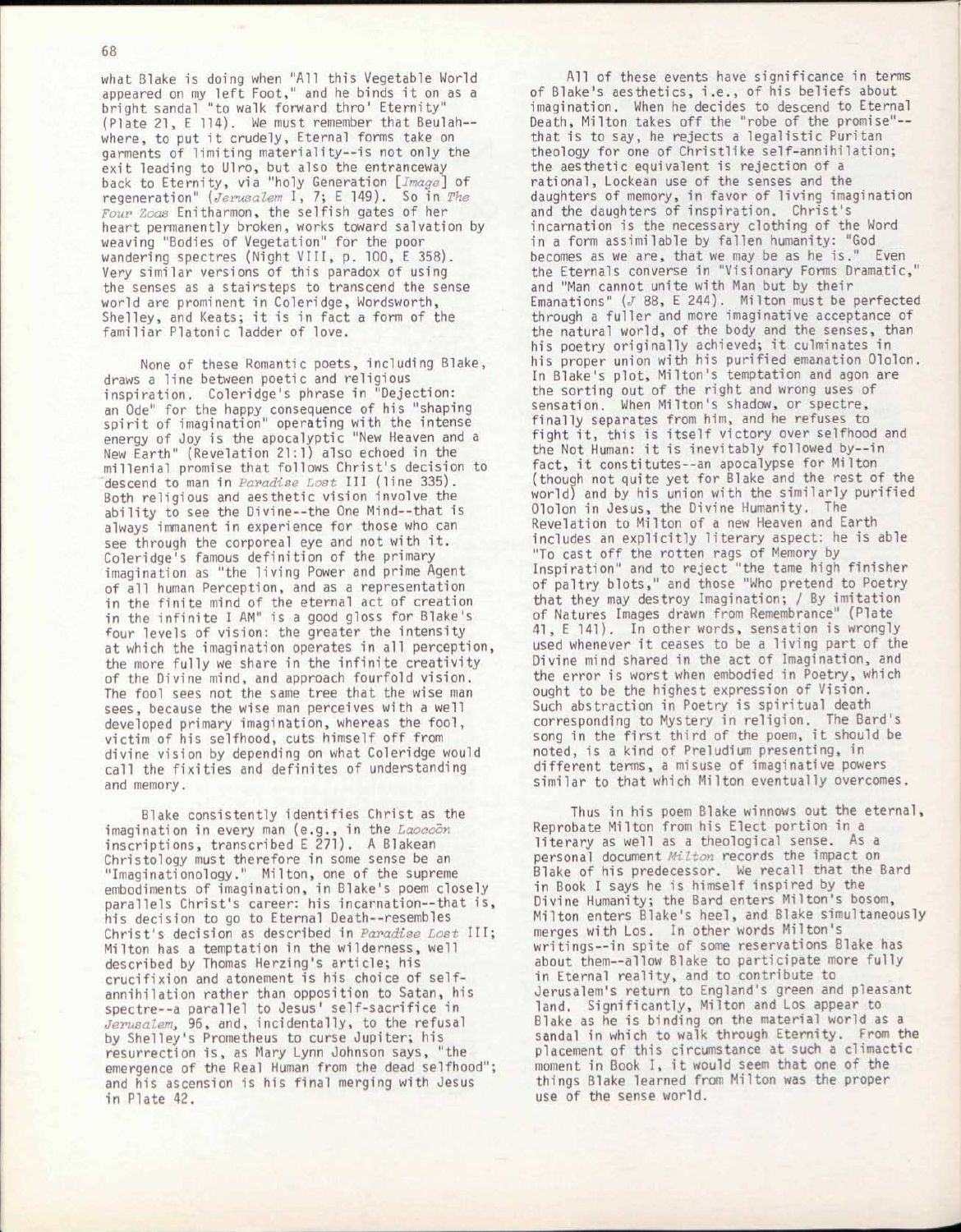what Blake is doing when "All this Vegetable World appeared on my left Foot," and he binds it on as a bright sandal "to walk forward thro' Eternity" (Plate 21, E 114). We must remember that Beulah--where, to put it crudely, Eternal forms take on garments of limiting materiality--is not only the exit leading to Ulro, but also the entranceway back to Eternity, via "holy Generation [*Image*] of regeneration" (*Jerusalem* I, 7; E 149). So in *The Four Zoas* Enitharmon, the selfish gates of her heart permanently broken, works toward salvation by weaving "Bodies of Vegetation" for the poor wandering spectres (Night VIII, p. 100, E 358). Very similar versions of this paradox of using the senses as a stairsteps to transcend the sense world are prominent in Coleridge, Wordsworth, Shelley, and Keats; it is in fact a form of the familiar Platonic ladder of love.

None of these Romantic poets, including Blake, draws a line between poetic and religious inspiration. Coleridge's phrase in "Dejection: an Ode" for the happy consequence of his "shaping spirit of imagination" operating with the intense energy of Joy is the apocalyptic "New Heaven and a New Earth" (Revelation 21:1) also echoed in the millenial promise that follows Christ's decision to descend to man in *Paradise Lost* III (line 335). Both religious and aesthetic vision involve the ability to see the Divine--the One Mind--that is always immanent in experience for those who can see through the corporeal eye and not with it. Coleridge's famous definition of the primary imagination as "the living Power and prime Agent of all human Perception, and as a representation in the finite mind of the eternal act of creation in the infinite I AM" is a good gloss for Blake's four levels of vision: the greater the intensity at which the imagination operates in all perception, the more fully we share in the infinite creativity of the Divine mind, and approach fourfold vision. The fool sees not the same tree that the wise man sees, because the wise man perceives with a well developed primary imagination, whereas the fool, victim of his selfhood, cuts himself off from divine vision by depending on what Coleridge would call the fixities and definites of understanding and memory.

Blake consistently identifies Christ as the imagination in every man (e.g., in the *Laocoön* inscriptions, transcribed E 271). A Blakean Christology must therefore in some sense be an "Imaginationology." Milton, one of the supreme embodiments of imagination, in Blake's poem closely parallels Christ's career: his incarnation--that is, his decision to go to Eternal Death--resembles Christ's decision as described in *Paradise Lost* III; Milton has a temptation in the wilderness, well described by Thomas Herzing's article; his crucifixion and atonement is his choice of self-annihilation rather than opposition to Satan, his spectre--a parallel to Jesus' self-sacrifice in *Jerusalem*, 96, and, incidentally, to the refusal by Shelley's Prometheus to curse Jupiter; his resurrection is, as Mary Lynn Johnson says, "the emergence of the Real Human from the dead selfhood"; and his ascension is his final merging with Jesus in Plate 42.

All of these events have significance in terms of Blake's aesthetics, i.e., of his beliefs about imagination. When he decides to descend to Eternal Death, Milton takes off the "robe of the promise"--that is to say, he rejects a legalistic Puritan theology for one of Christlike self-annihilation; the aesthetic equivalent is rejection of a rational, Lockean use of the senses and the daughters of memory, in favor of living imagination and the daughters of inspiration. Christ's incarnation is the necessary clothing of the Word in a form assimilable by fallen humanity: "God becomes as we are, that we may be as he is." Even the Eternals converse in "Visionary Forms Dramatic," and "Man cannot unite with Man but by their Emanations" (*J* 88, E 244). Milton must be perfected through a fuller and more imaginative acceptance of the natural world, of the body and the senses, than his poetry originally achieved; it culminates in his proper union with his purified emanation Ololon. In Blake's plot, Milton's temptation and agon are the sorting out of the right and wrong uses of sensation. When Milton's shadow, or spectre, finally separates from him, and he refuses to fight it, this is itself victory over selfhood and the Not Human: it is inevitably followed by--in fact, it constitutes--an apocalypse for Milton (though not quite yet for Blake and the rest of the world) and by his union with the similarly purified Ololon in Jesus, the Divine Humanity. The Revelation to Milton of a new Heaven and Earth includes an explicitly literary aspect: he is able "To cast off the rotten rags of Memory by Inspiration" and to reject "the tame high finisher of paltry blots," and those "Who pretend to Poetry that they may destroy Imagination; / By imitation of Natures Images drawn from Remembrance" (Plate 41, E 141). In other words, sensation is wrongly used whenever it ceases to be a living part of the Divine mind shared in the act of Imagination, and the error is worst when embodied in Poetry, which ought to be the highest expression of Vision. Such abstraction in Poetry is spiritual death corresponding to Mystery in religion. The Bard's song in the first third of the poem, it should be noted, is a kind of Preludium presenting, in different terms, a misuse of imaginative powers similar to that which Milton eventually overcomes.

Thus in his poem Blake winnows out the eternal, Reprobate Milton from his Elect portion in a literary as well as a theological sense. As a personal document *Milton* records the impact on Blake of his predecessor. We recall that the Bard in Book I says he is himself inspired by the Divine Humanity; the Bard enters Milton's bosom, Milton enters Blake's heel, and Blake simultaneously merges with Los. In other words Milton's writings--in spite of some reservations Blake has about them--allow Blake to participate more fully in Eternal reality, and to contribute to Jerusalem's return to England's green and pleasant land. Significantly, Milton and Los appear to Blake as he is binding on the material world as a sandal in which to walk through Eternity. From the placement of this circumstance at such a climactic moment in Book I, it would seem that one of the things Blake learned from Milton was the proper use of the sense world.